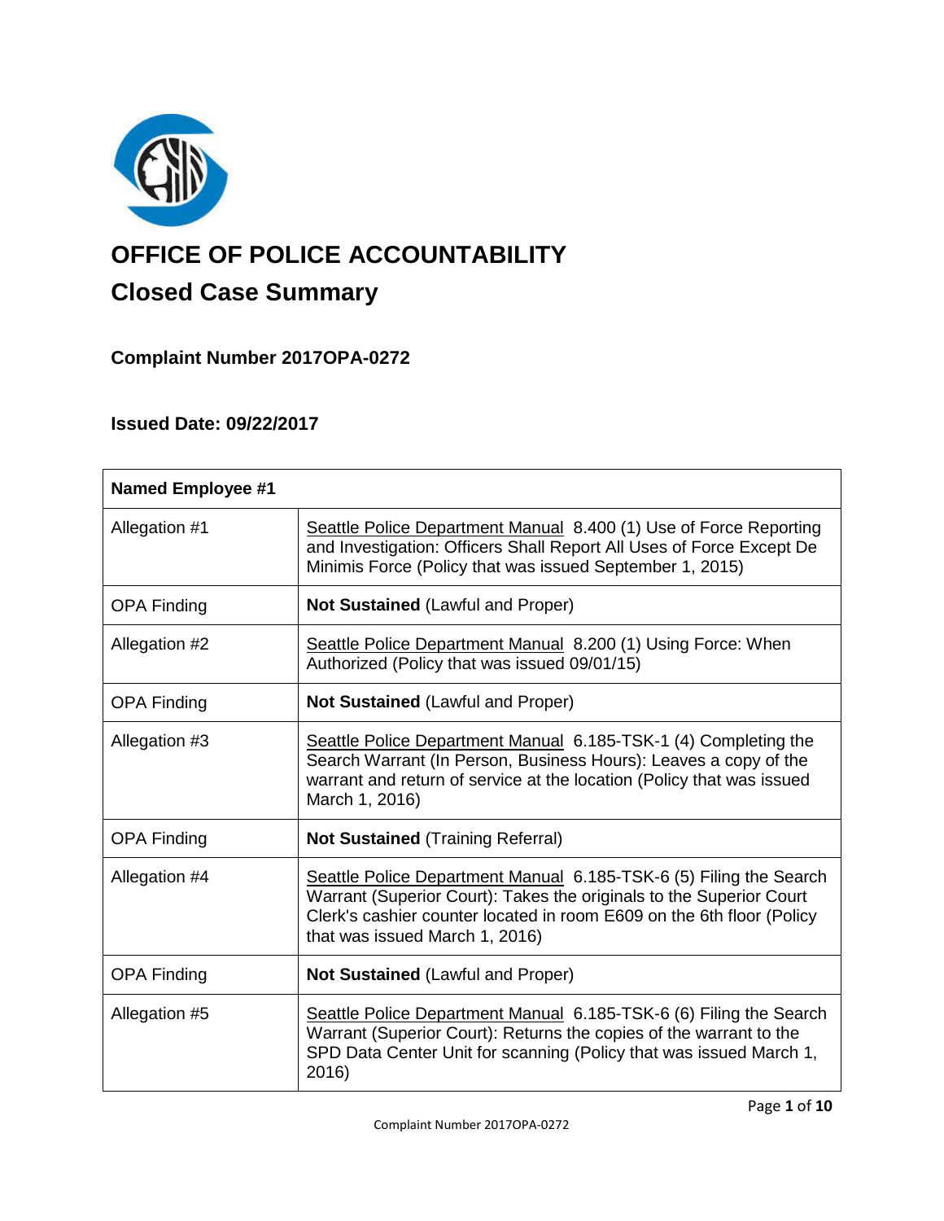# OFFICE OF POLICE ACCOUNTABILITY

## Closed Case Summary

### Complaint Number 2017OPA-0272

### Issued Date: 09/22/2017

| **Named Employee #1** | |
|---|---|
| Allegation #1 | Seattle Police Department Manual 8.400 (1) Use of Force Reporting and Investigation: Officers Shall Report All Uses of Force Except De Minimis Force (Policy that was issued September 1, 2015) |
| OPA Finding | **Not Sustained** (Lawful and Proper) |
| Allegation #2 | Seattle Police Department Manual 8.200 (1) Using Force: When Authorized (Policy that was issued 09/01/15) |
| OPA Finding | **Not Sustained** (Lawful and Proper) |
| Allegation #3 | Seattle Police Department Manual 6.185-TSK-1 (4) Completing the Search Warrant (In Person, Business Hours): Leaves a copy of the warrant and return of service at the location (Policy that was issued March 1, 2016) |
| OPA Finding | **Not Sustained** (Training Referral) |
| Allegation #4 | Seattle Police Department Manual 6.185-TSK-6 (5) Filing the Search Warrant (Superior Court): Takes the originals to the Superior Court Clerk's cashier counter located in room E609 on the 6th floor (Policy that was issued March 1, 2016) |
| OPA Finding | **Not Sustained** (Lawful and Proper) |
| Allegation #5 | Seattle Police Department Manual 6.185-TSK-6 (6) Filing the Search Warrant (Superior Court): Returns the copies of the warrant to the SPD Data Center Unit for scanning (Policy that was issued March 1, 2016) |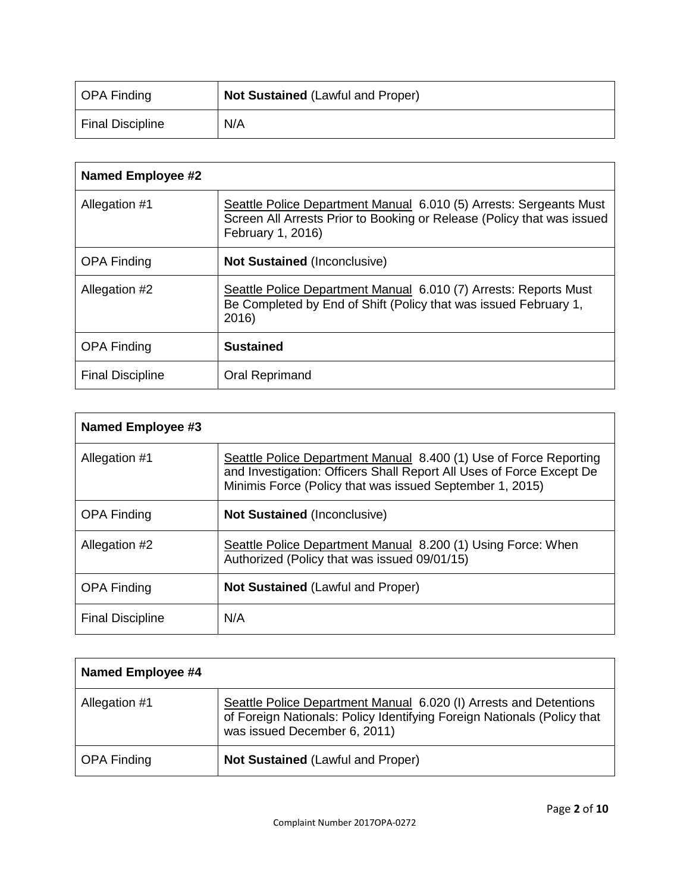| OPA Finding | **Not Sustained** (Lawful and Proper) |
|---|---|
| Final Discipline | N/A |

| **Named Employee #2** | |
|---|---|
| Allegation #1 | Seattle Police Department Manual 6.010 (5) Arrests: Sergeants Must Screen All Arrests Prior to Booking or Release (Policy that was issued February 1, 2016) |
| OPA Finding | **Not Sustained** (Inconclusive) |
| Allegation #2 | Seattle Police Department Manual 6.010 (7) Arrests: Reports Must Be Completed by End of Shift (Policy that was issued February 1, 2016) |
| OPA Finding | **Sustained** |
| Final Discipline | Oral Reprimand |

| **Named Employee #3** | |
|---|---|
| Allegation #1 | Seattle Police Department Manual 8.400 (1) Use of Force Reporting and Investigation: Officers Shall Report All Uses of Force Except De Minimis Force (Policy that was issued September 1, 2015) |
| OPA Finding | **Not Sustained** (Inconclusive) |
| Allegation #2 | Seattle Police Department Manual 8.200 (1) Using Force: When Authorized (Policy that was issued 09/01/15) |
| OPA Finding | **Not Sustained** (Lawful and Proper) |
| Final Discipline | N/A |

| **Named Employee #4** | |
|---|---|
| Allegation #1 | Seattle Police Department Manual 6.020 (I) Arrests and Detentions of Foreign Nationals: Policy Identifying Foreign Nationals (Policy that was issued December 6, 2011) |
| OPA Finding | **Not Sustained** (Lawful and Proper) |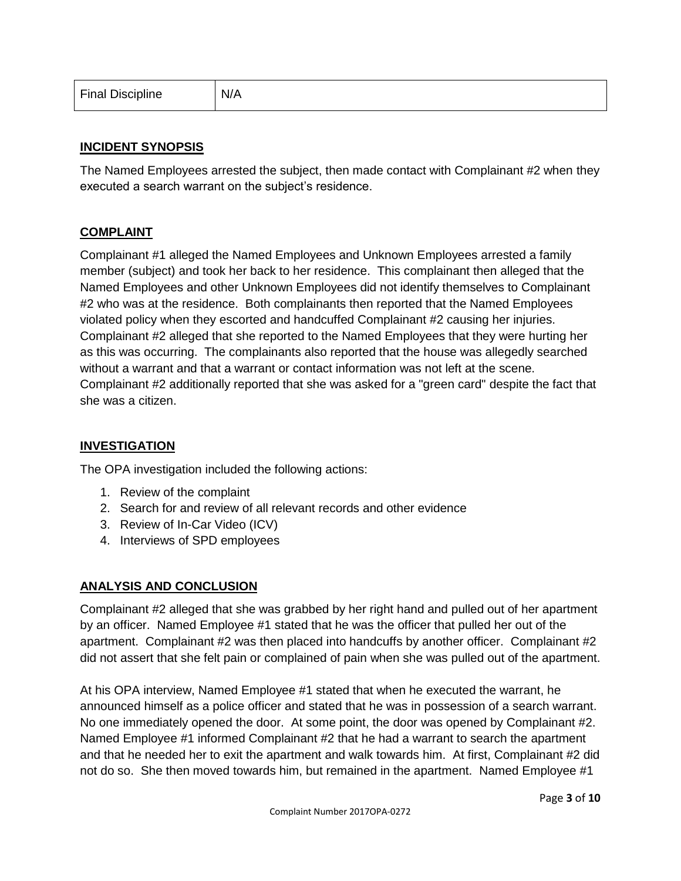| Final Discipline | N/A |
|---|---|

## INCIDENT SYNOPSIS

The Named Employees arrested the subject, then made contact with Complainant #2 when they executed a search warrant on the subject's residence.

## COMPLAINT

Complainant #1 alleged the Named Employees and Unknown Employees arrested a family member (subject) and took her back to her residence. This complainant then alleged that the Named Employees and other Unknown Employees did not identify themselves to Complainant #2 who was at the residence. Both complainants then reported that the Named Employees violated policy when they escorted and handcuffed Complainant #2 causing her injuries. Complainant #2 alleged that she reported to the Named Employees that they were hurting her as this was occurring. The complainants also reported that the house was allegedly searched without a warrant and that a warrant or contact information was not left at the scene. Complainant #2 additionally reported that she was asked for a "green card" despite the fact that she was a citizen.

## INVESTIGATION

The OPA investigation included the following actions:

1. Review of the complaint
2. Search for and review of all relevant records and other evidence
3. Review of In-Car Video (ICV)
4. Interviews of SPD employees

## ANALYSIS AND CONCLUSION

Complainant #2 alleged that she was grabbed by her right hand and pulled out of her apartment by an officer. Named Employee #1 stated that he was the officer that pulled her out of the apartment. Complainant #2 was then placed into handcuffs by another officer. Complainant #2 did not assert that she felt pain or complained of pain when she was pulled out of the apartment.

At his OPA interview, Named Employee #1 stated that when he executed the warrant, he announced himself as a police officer and stated that he was in possession of a search warrant. No one immediately opened the door. At some point, the door was opened by Complainant #2. Named Employee #1 informed Complainant #2 that he had a warrant to search the apartment and that he needed her to exit the apartment and walk towards him. At first, Complainant #2 did not do so. She then moved towards him, but remained in the apartment. Named Employee #1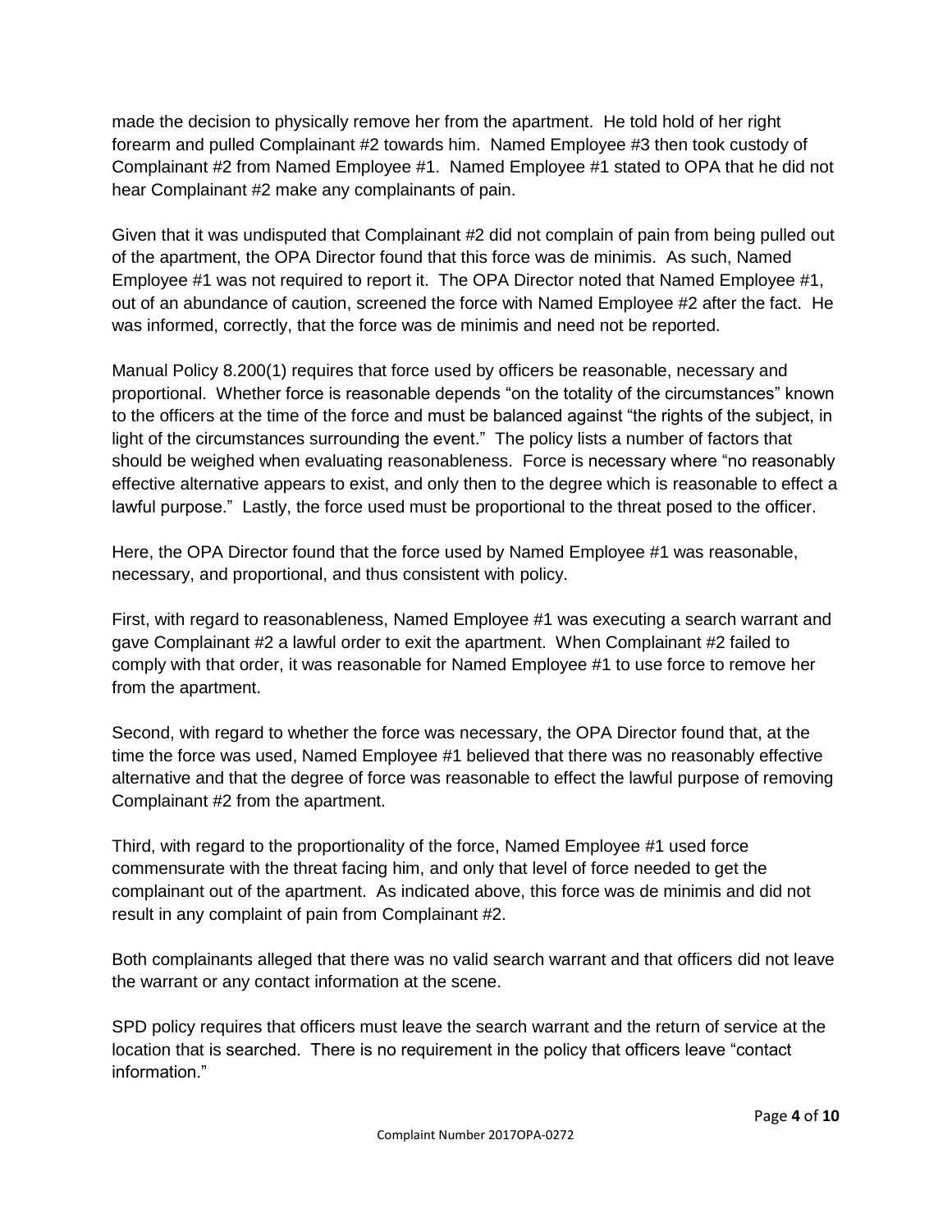made the decision to physically remove her from the apartment. He told hold of her right forearm and pulled Complainant #2 towards him. Named Employee #3 then took custody of Complainant #2 from Named Employee #1. Named Employee #1 stated to OPA that he did not hear Complainant #2 make any complainants of pain.

Given that it was undisputed that Complainant #2 did not complain of pain from being pulled out of the apartment, the OPA Director found that this force was de minimis. As such, Named Employee #1 was not required to report it. The OPA Director noted that Named Employee #1, out of an abundance of caution, screened the force with Named Employee #2 after the fact. He was informed, correctly, that the force was de minimis and need not be reported.

Manual Policy 8.200(1) requires that force used by officers be reasonable, necessary and proportional. Whether force is reasonable depends "on the totality of the circumstances" known to the officers at the time of the force and must be balanced against "the rights of the subject, in light of the circumstances surrounding the event." The policy lists a number of factors that should be weighed when evaluating reasonableness. Force is necessary where "no reasonably effective alternative appears to exist, and only then to the degree which is reasonable to effect a lawful purpose." Lastly, the force used must be proportional to the threat posed to the officer.

Here, the OPA Director found that the force used by Named Employee #1 was reasonable, necessary, and proportional, and thus consistent with policy.

First, with regard to reasonableness, Named Employee #1 was executing a search warrant and gave Complainant #2 a lawful order to exit the apartment. When Complainant #2 failed to comply with that order, it was reasonable for Named Employee #1 to use force to remove her from the apartment.

Second, with regard to whether the force was necessary, the OPA Director found that, at the time the force was used, Named Employee #1 believed that there was no reasonably effective alternative and that the degree of force was reasonable to effect the lawful purpose of removing Complainant #2 from the apartment.

Third, with regard to the proportionality of the force, Named Employee #1 used force commensurate with the threat facing him, and only that level of force needed to get the complainant out of the apartment. As indicated above, this force was de minimis and did not result in any complaint of pain from Complainant #2.

Both complainants alleged that there was no valid search warrant and that officers did not leave the warrant or any contact information at the scene.

SPD policy requires that officers must leave the search warrant and the return of service at the location that is searched. There is no requirement in the policy that officers leave "contact information."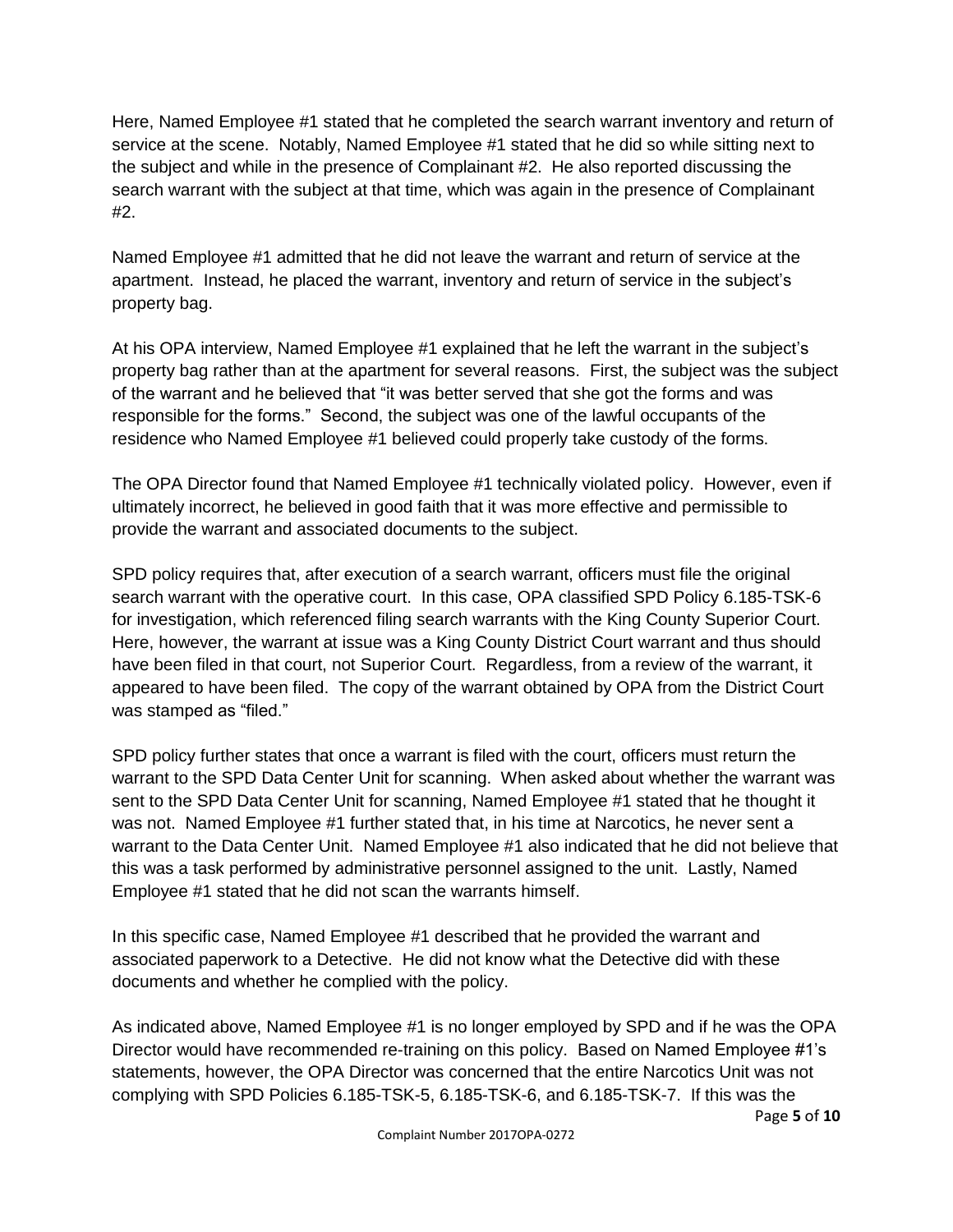Here, Named Employee #1 stated that he completed the search warrant inventory and return of service at the scene. Notably, Named Employee #1 stated that he did so while sitting next to the subject and while in the presence of Complainant #2. He also reported discussing the search warrant with the subject at that time, which was again in the presence of Complainant #2.

Named Employee #1 admitted that he did not leave the warrant and return of service at the apartment. Instead, he placed the warrant, inventory and return of service in the subject's property bag.

At his OPA interview, Named Employee #1 explained that he left the warrant in the subject's property bag rather than at the apartment for several reasons. First, the subject was the subject of the warrant and he believed that "it was better served that she got the forms and was responsible for the forms." Second, the subject was one of the lawful occupants of the residence who Named Employee #1 believed could properly take custody of the forms.

The OPA Director found that Named Employee #1 technically violated policy. However, even if ultimately incorrect, he believed in good faith that it was more effective and permissible to provide the warrant and associated documents to the subject.

SPD policy requires that, after execution of a search warrant, officers must file the original search warrant with the operative court. In this case, OPA classified SPD Policy 6.185-TSK-6 for investigation, which referenced filing search warrants with the King County Superior Court. Here, however, the warrant at issue was a King County District Court warrant and thus should have been filed in that court, not Superior Court. Regardless, from a review of the warrant, it appeared to have been filed. The copy of the warrant obtained by OPA from the District Court was stamped as "filed."

SPD policy further states that once a warrant is filed with the court, officers must return the warrant to the SPD Data Center Unit for scanning. When asked about whether the warrant was sent to the SPD Data Center Unit for scanning, Named Employee #1 stated that he thought it was not. Named Employee #1 further stated that, in his time at Narcotics, he never sent a warrant to the Data Center Unit. Named Employee #1 also indicated that he did not believe that this was a task performed by administrative personnel assigned to the unit. Lastly, Named Employee #1 stated that he did not scan the warrants himself.

In this specific case, Named Employee #1 described that he provided the warrant and associated paperwork to a Detective. He did not know what the Detective did with these documents and whether he complied with the policy.

As indicated above, Named Employee #1 is no longer employed by SPD and if he was the OPA Director would have recommended re-training on this policy. Based on Named Employee #1's statements, however, the OPA Director was concerned that the entire Narcotics Unit was not complying with SPD Policies 6.185-TSK-5, 6.185-TSK-6, and 6.185-TSK-7. If this was the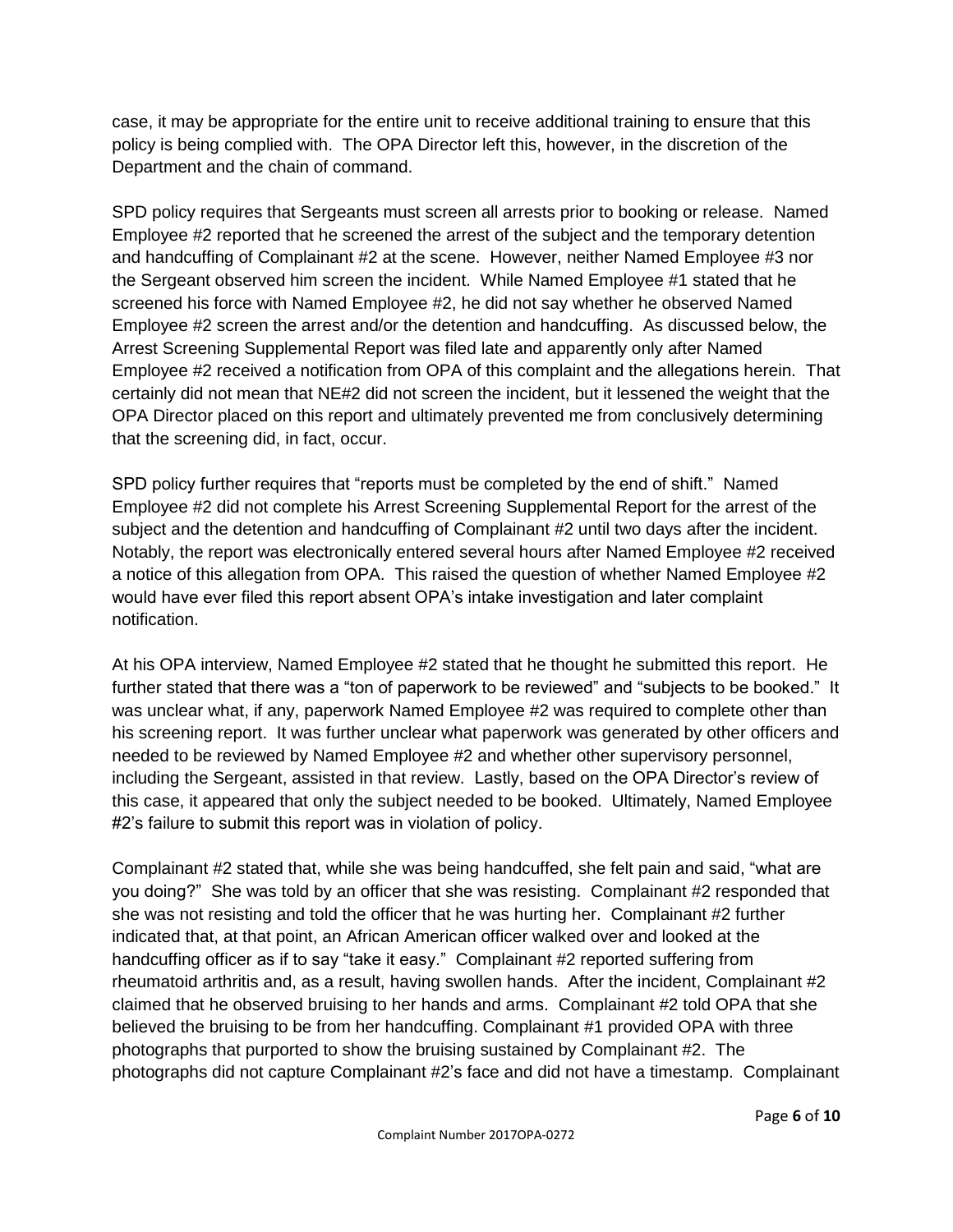case, it may be appropriate for the entire unit to receive additional training to ensure that this policy is being complied with. The OPA Director left this, however, in the discretion of the Department and the chain of command.

SPD policy requires that Sergeants must screen all arrests prior to booking or release. Named Employee #2 reported that he screened the arrest of the subject and the temporary detention and handcuffing of Complainant #2 at the scene. However, neither Named Employee #3 nor the Sergeant observed him screen the incident. While Named Employee #1 stated that he screened his force with Named Employee #2, he did not say whether he observed Named Employee #2 screen the arrest and/or the detention and handcuffing. As discussed below, the Arrest Screening Supplemental Report was filed late and apparently only after Named Employee #2 received a notification from OPA of this complaint and the allegations herein. That certainly did not mean that NE#2 did not screen the incident, but it lessened the weight that the OPA Director placed on this report and ultimately prevented me from conclusively determining that the screening did, in fact, occur.

SPD policy further requires that "reports must be completed by the end of shift." Named Employee #2 did not complete his Arrest Screening Supplemental Report for the arrest of the subject and the detention and handcuffing of Complainant #2 until two days after the incident. Notably, the report was electronically entered several hours after Named Employee #2 received a notice of this allegation from OPA. This raised the question of whether Named Employee #2 would have ever filed this report absent OPA's intake investigation and later complaint notification.

At his OPA interview, Named Employee #2 stated that he thought he submitted this report. He further stated that there was a "ton of paperwork to be reviewed" and "subjects to be booked." It was unclear what, if any, paperwork Named Employee #2 was required to complete other than his screening report. It was further unclear what paperwork was generated by other officers and needed to be reviewed by Named Employee #2 and whether other supervisory personnel, including the Sergeant, assisted in that review. Lastly, based on the OPA Director's review of this case, it appeared that only the subject needed to be booked. Ultimately, Named Employee #2's failure to submit this report was in violation of policy.

Complainant #2 stated that, while she was being handcuffed, she felt pain and said, "what are you doing?" She was told by an officer that she was resisting. Complainant #2 responded that she was not resisting and told the officer that he was hurting her. Complainant #2 further indicated that, at that point, an African American officer walked over and looked at the handcuffing officer as if to say "take it easy." Complainant #2 reported suffering from rheumatoid arthritis and, as a result, having swollen hands. After the incident, Complainant #2 claimed that he observed bruising to her hands and arms. Complainant #2 told OPA that she believed the bruising to be from her handcuffing. Complainant #1 provided OPA with three photographs that purported to show the bruising sustained by Complainant #2. The photographs did not capture Complainant #2's face and did not have a timestamp. Complainant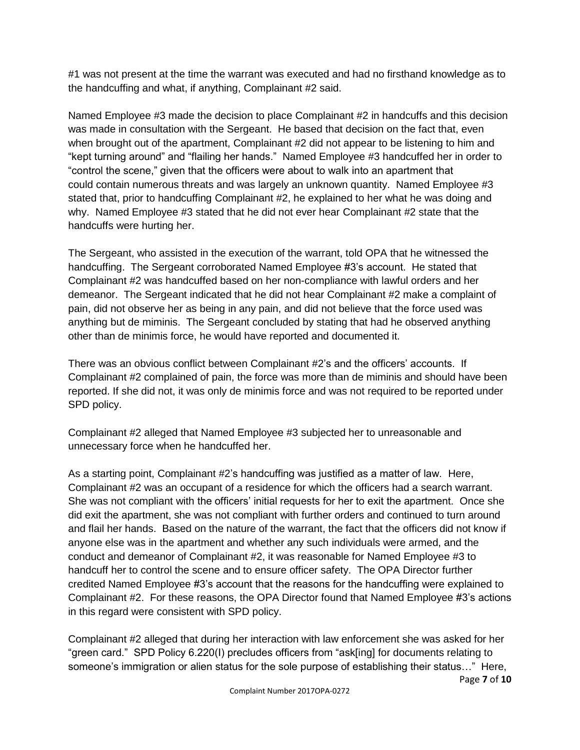#1 was not present at the time the warrant was executed and had no firsthand knowledge as to the handcuffing and what, if anything, Complainant #2 said.

Named Employee #3 made the decision to place Complainant #2 in handcuffs and this decision was made in consultation with the Sergeant. He based that decision on the fact that, even when brought out of the apartment, Complainant #2 did not appear to be listening to him and "kept turning around" and "flailing her hands." Named Employee #3 handcuffed her in order to "control the scene," given that the officers were about to walk into an apartment that could contain numerous threats and was largely an unknown quantity. Named Employee #3 stated that, prior to handcuffing Complainant #2, he explained to her what he was doing and why. Named Employee #3 stated that he did not ever hear Complainant #2 state that the handcuffs were hurting her.

The Sergeant, who assisted in the execution of the warrant, told OPA that he witnessed the handcuffing. The Sergeant corroborated Named Employee #3's account. He stated that Complainant #2 was handcuffed based on her non-compliance with lawful orders and her demeanor. The Sergeant indicated that he did not hear Complainant #2 make a complaint of pain, did not observe her as being in any pain, and did not believe that the force used was anything but de miminis. The Sergeant concluded by stating that had he observed anything other than de minimis force, he would have reported and documented it.

There was an obvious conflict between Complainant #2's and the officers' accounts. If Complainant #2 complained of pain, the force was more than de miminis and should have been reported. If she did not, it was only de minimis force and was not required to be reported under SPD policy.

Complainant #2 alleged that Named Employee #3 subjected her to unreasonable and unnecessary force when he handcuffed her.

As a starting point, Complainant #2's handcuffing was justified as a matter of law. Here, Complainant #2 was an occupant of a residence for which the officers had a search warrant. She was not compliant with the officers' initial requests for her to exit the apartment. Once she did exit the apartment, she was not compliant with further orders and continued to turn around and flail her hands. Based on the nature of the warrant, the fact that the officers did not know if anyone else was in the apartment and whether any such individuals were armed, and the conduct and demeanor of Complainant #2, it was reasonable for Named Employee #3 to handcuff her to control the scene and to ensure officer safety. The OPA Director further credited Named Employee #3's account that the reasons for the handcuffing were explained to Complainant #2. For these reasons, the OPA Director found that Named Employee #3's actions in this regard were consistent with SPD policy.

Complainant #2 alleged that during her interaction with law enforcement she was asked for her "green card." SPD Policy 6.220(I) precludes officers from "ask[ing] for documents relating to someone's immigration or alien status for the sole purpose of establishing their status…" Here,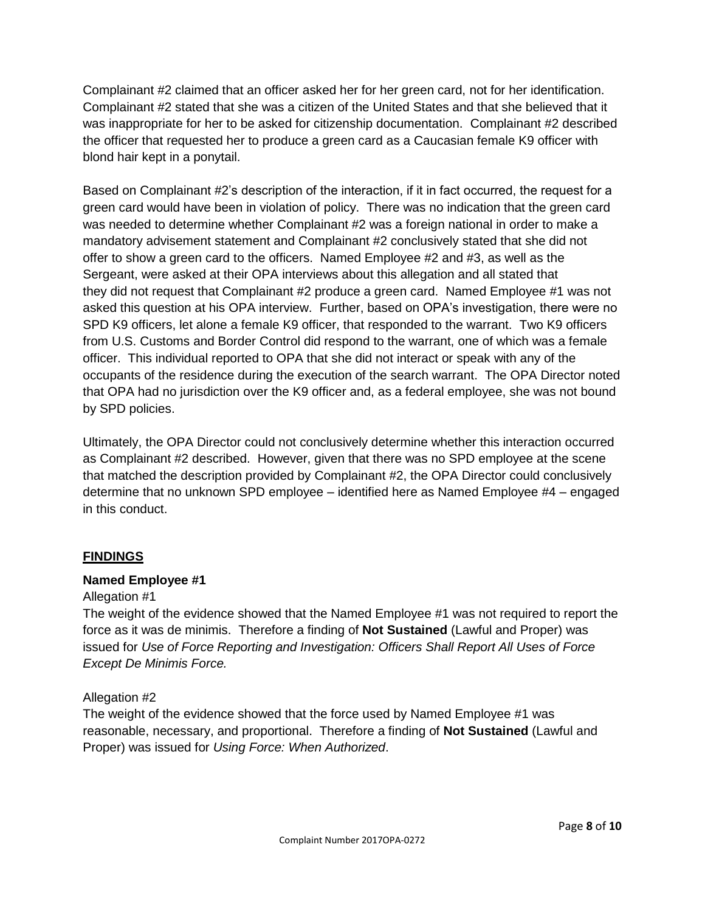Complainant #2 claimed that an officer asked her for her green card, not for her identification. Complainant #2 stated that she was a citizen of the United States and that she believed that it was inappropriate for her to be asked for citizenship documentation. Complainant #2 described the officer that requested her to produce a green card as a Caucasian female K9 officer with blond hair kept in a ponytail.

Based on Complainant #2's description of the interaction, if it in fact occurred, the request for a green card would have been in violation of policy. There was no indication that the green card was needed to determine whether Complainant #2 was a foreign national in order to make a mandatory advisement statement and Complainant #2 conclusively stated that she did not offer to show a green card to the officers. Named Employee #2 and #3, as well as the Sergeant, were asked at their OPA interviews about this allegation and all stated that they did not request that Complainant #2 produce a green card. Named Employee #1 was not asked this question at his OPA interview. Further, based on OPA's investigation, there were no SPD K9 officers, let alone a female K9 officer, that responded to the warrant. Two K9 officers from U.S. Customs and Border Control did respond to the warrant, one of which was a female officer. This individual reported to OPA that she did not interact or speak with any of the occupants of the residence during the execution of the search warrant. The OPA Director noted that OPA had no jurisdiction over the K9 officer and, as a federal employee, she was not bound by SPD policies.

Ultimately, the OPA Director could not conclusively determine whether this interaction occurred as Complainant #2 described. However, given that there was no SPD employee at the scene that matched the description provided by Complainant #2, the OPA Director could conclusively determine that no unknown SPD employee – identified here as Named Employee #4 – engaged in this conduct.

## FINDINGS

**Named Employee #1**

Allegation #1

The weight of the evidence showed that the Named Employee #1 was not required to report the force as it was de minimis. Therefore a finding of **Not Sustained** (Lawful and Proper) was issued for *Use of Force Reporting and Investigation: Officers Shall Report All Uses of Force Except De Minimis Force.*

Allegation #2

The weight of the evidence showed that the force used by Named Employee #1 was reasonable, necessary, and proportional. Therefore a finding of **Not Sustained** (Lawful and Proper) was issued for *Using Force: When Authorized*.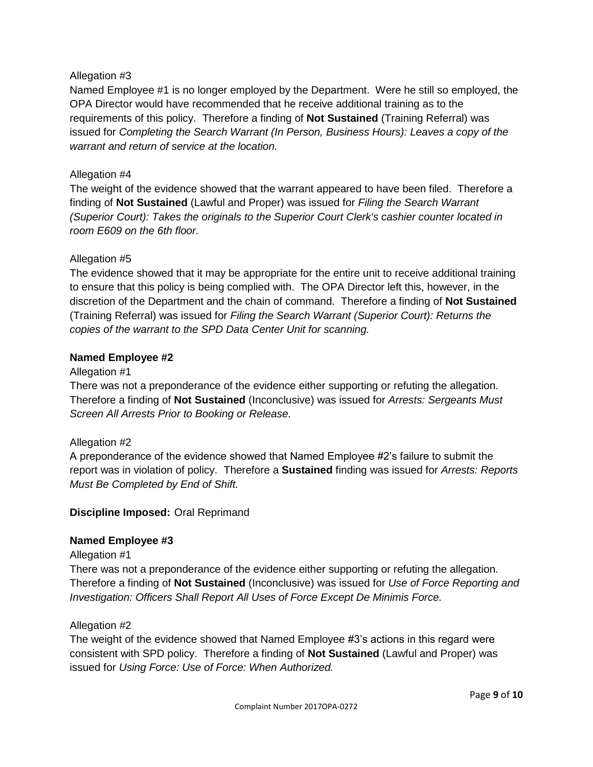Allegation #3

Named Employee #1 is no longer employed by the Department. Were he still so employed, the OPA Director would have recommended that he receive additional training as to the requirements of this policy. Therefore a finding of **Not Sustained** (Training Referral) was issued for *Completing the Search Warrant (In Person, Business Hours): Leaves a copy of the warrant and return of service at the location.*

Allegation #4

The weight of the evidence showed that the warrant appeared to have been filed. Therefore a finding of **Not Sustained** (Lawful and Proper) was issued for *Filing the Search Warrant (Superior Court): Takes the originals to the Superior Court Clerk's cashier counter located in room E609 on the 6th floor.*

Allegation #5

The evidence showed that it may be appropriate for the entire unit to receive additional training to ensure that this policy is being complied with. The OPA Director left this, however, in the discretion of the Department and the chain of command. Therefore a finding of **Not Sustained** (Training Referral) was issued for *Filing the Search Warrant (Superior Court): Returns the copies of the warrant to the SPD Data Center Unit for scanning.*

**Named Employee #2**

Allegation #1

There was not a preponderance of the evidence either supporting or refuting the allegation. Therefore a finding of **Not Sustained** (Inconclusive) was issued for *Arrests: Sergeants Must Screen All Arrests Prior to Booking or Release.*

Allegation #2

A preponderance of the evidence showed that Named Employee #2's failure to submit the report was in violation of policy. Therefore a **Sustained** finding was issued for *Arrests: Reports Must Be Completed by End of Shift.*

**Discipline Imposed:** Oral Reprimand

**Named Employee #3**

Allegation #1

There was not a preponderance of the evidence either supporting or refuting the allegation. Therefore a finding of **Not Sustained** (Inconclusive) was issued for *Use of Force Reporting and Investigation: Officers Shall Report All Uses of Force Except De Minimis Force.*

Allegation #2

The weight of the evidence showed that Named Employee #3's actions in this regard were consistent with SPD policy. Therefore a finding of **Not Sustained** (Lawful and Proper) was issued for *Using Force: Use of Force: When Authorized.*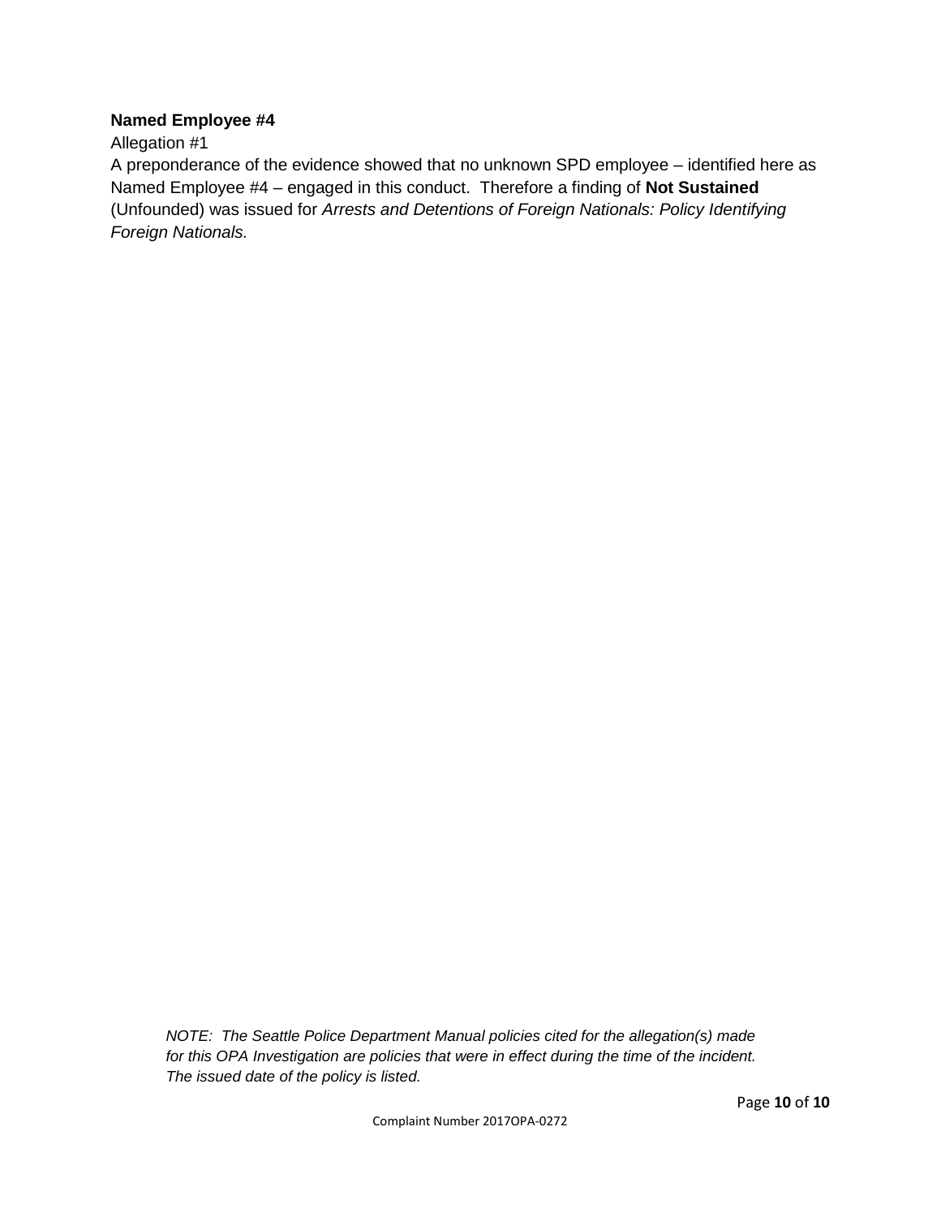**Named Employee #4**

Allegation #1

A preponderance of the evidence showed that no unknown SPD employee – identified here as Named Employee #4 – engaged in this conduct. Therefore a finding of **Not Sustained** (Unfounded) was issued for *Arrests and Detentions of Foreign Nationals: Policy Identifying Foreign Nationals.*

*NOTE: The Seattle Police Department Manual policies cited for the allegation(s) made for this OPA Investigation are policies that were in effect during the time of the incident. The issued date of the policy is listed.*

Complaint Number 2017OPA-0272